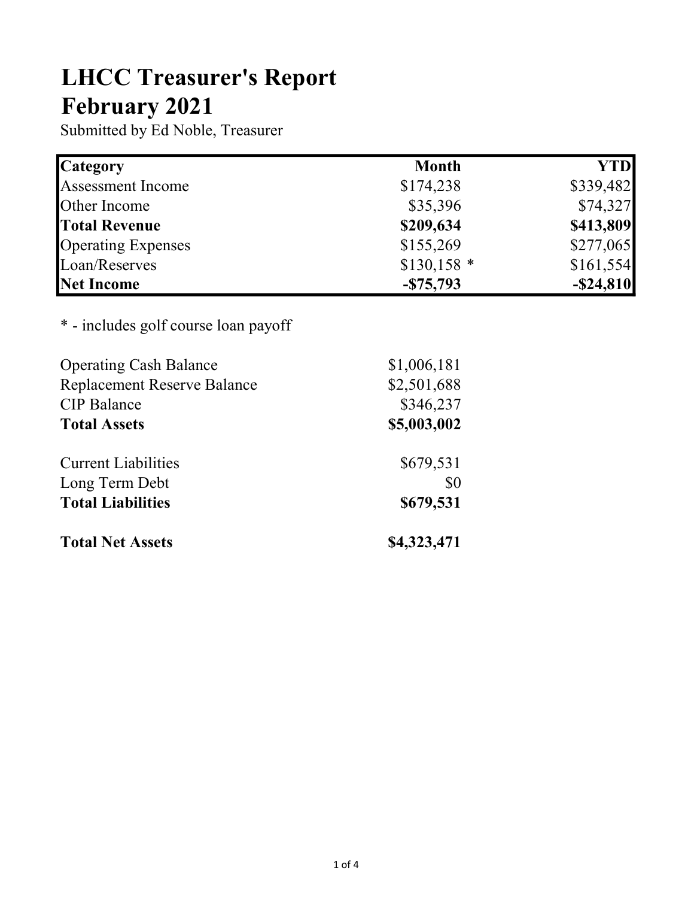# LHCC Treasurer's Report
# February 2021

Submitted by Ed Noble, Treasurer

| **Category** | **Month** | **YTD** |
| --- | --- | --- |
| Assessment Income | $174,238 | $339,482 |
| Other Income | $35,396 | $74,327 |
| **Total Revenue** | **$209,634** | **$413,809** |
| Operating Expenses | $155,269 | $277,065 |
| Loan/Reserves | $130,158 * | $161,554 |
| **Net Income** | **-$75,793** | **-$24,810** |

* - includes golf course loan payoff

| | |
| --- | --- |
| Operating Cash Balance | $1,006,181 |
| Replacement Reserve Balance | $2,501,688 |
| CIP Balance | $346,237 |
| **Total Assets** | **$5,003,002** |
| | |
| Current Liabilities | $679,531 |
| Long Term Debt | $0 |
| **Total Liabilities** | **$679,531** |
| | |
| **Total Net Assets** | **$4,323,471** |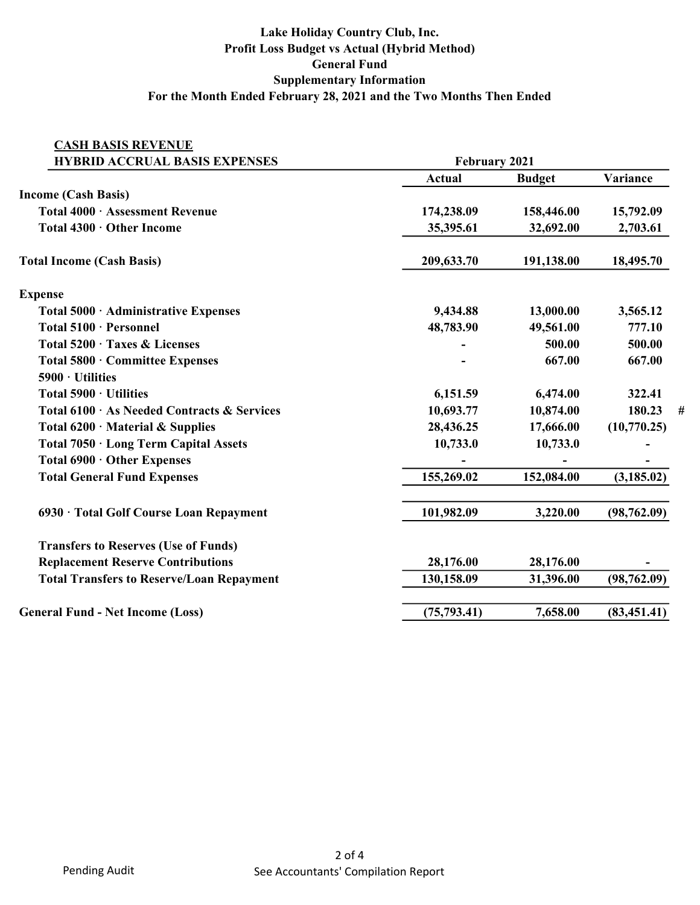**Lake Holiday Country Club, Inc.**
**Profit Loss Budget vs Actual (Hybrid Method)**
**General Fund**
**Supplementary Information**
**For the Month Ended February 28, 2021 and the Two Months Then Ended**

| CASH BASIS REVENUE<br>HYBRID ACCRUAL BASIS EXPENSES | February 2021 | | | |
|---|---|---|---|---|
| | **Actual** | **Budget** | **Variance** | |
| **Income (Cash Basis)** | | | | |
| **Total 4000 · Assessment Revenue** | 174,238.09 | 158,446.00 | 15,792.09 | |
| **Total 4300 · Other Income** | 35,395.61 | 32,692.00 | 2,703.61 | |
| **Total Income (Cash Basis)** | 209,633.70 | 191,138.00 | 18,495.70 | |
| **Expense** | | | | |
| **Total 5000 · Administrative Expenses** | 9,434.88 | 13,000.00 | 3,565.12 | |
| **Total 5100 · Personnel** | 48,783.90 | 49,561.00 | 777.10 | |
| **Total 5200 · Taxes & Licenses** | - | 500.00 | 500.00 | |
| **Total 5800 · Committee Expenses** | - | 667.00 | 667.00 | |
| **5900 · Utilities** | | | | |
| **Total 5900 · Utilities** | 6,151.59 | 6,474.00 | 322.41 | |
| **Total 6100 · As Needed Contracts & Services** | 10,693.77 | 10,874.00 | 180.23 | # |
| **Total 6200 · Material & Supplies** | 28,436.25 | 17,666.00 | (10,770.25) | |
| **Total 7050 · Long Term Capital Assets** | 10,733.0 | 10,733.0 | - | |
| **Total 6900 · Other Expenses** | - | - | - | |
| **Total General Fund Expenses** | 155,269.02 | 152,084.00 | (3,185.02) | |
| **6930 · Total Golf Course Loan Repayment** | 101,982.09 | 3,220.00 | (98,762.09) | |
| **Transfers to Reserves (Use of Funds)** | | | | |
| **Replacement Reserve Contributions** | 28,176.00 | 28,176.00 | - | |
| **Total Transfers to Reserve/Loan Repayment** | 130,158.09 | 31,396.00 | (98,762.09) | |
| **General Fund - Net Income (Loss)** | (75,793.41) | 7,658.00 | (83,451.41) | |

Pending Audit

See Accountants' Compilation Report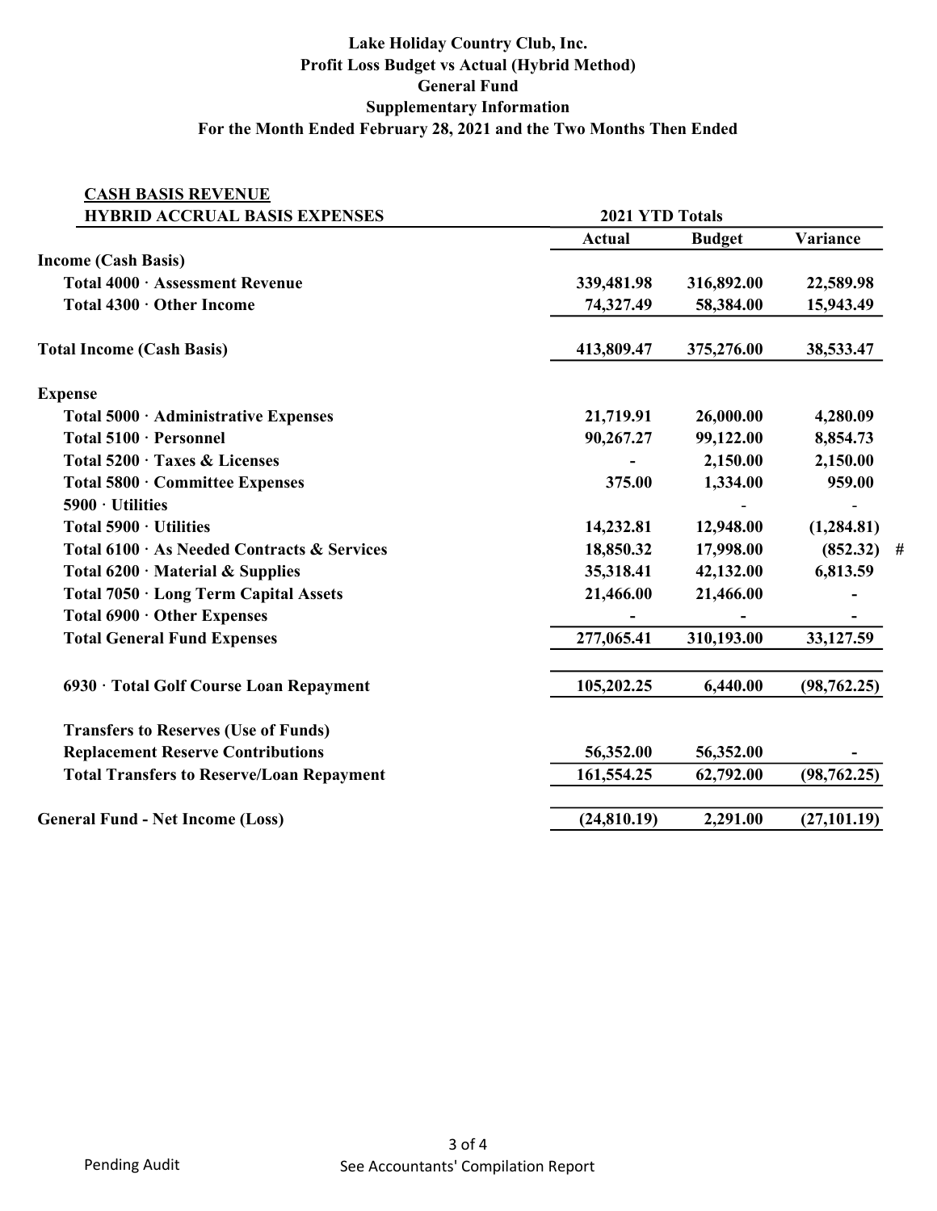**Lake Holiday Country Club, Inc.**
**Profit Loss Budget vs Actual (Hybrid Method)**
**General Fund**
**Supplementary Information**
**For the Month Ended February 28, 2021 and the Two Months Then Ended**

| CASH BASIS REVENUE<br>HYBRID ACCRUAL BASIS EXPENSES | 2021 YTD Totals | | | |
|---|---|---|---|---|
| | Actual | Budget | Variance | |
| **Income (Cash Basis)** | | | | |
| Total 4000 · Assessment Revenue | 339,481.98 | 316,892.00 | 22,589.98 | |
| Total 4300 · Other Income | 74,327.49 | 58,384.00 | 15,943.49 | |
| **Total Income (Cash Basis)** | 413,809.47 | 375,276.00 | 38,533.47 | |
| **Expense** | | | | |
| Total 5000 · Administrative Expenses | 21,719.91 | 26,000.00 | 4,280.09 | |
| Total 5100 · Personnel | 90,267.27 | 99,122.00 | 8,854.73 | |
| Total 5200 · Taxes & Licenses | - | 2,150.00 | 2,150.00 | |
| Total 5800 · Committee Expenses | 375.00 | 1,334.00 | 959.00 | |
| 5900 · Utilities | | - | - | |
| Total 5900 · Utilities | 14,232.81 | 12,948.00 | (1,284.81) | |
| Total 6100 · As Needed Contracts & Services | 18,850.32 | 17,998.00 | (852.32) | # |
| Total 6200 · Material & Supplies | 35,318.41 | 42,132.00 | 6,813.59 | |
| Total 7050 · Long Term Capital Assets | 21,466.00 | 21,466.00 | - | |
| Total 6900 · Other Expenses | - | - | - | |
| **Total General Fund Expenses** | 277,065.41 | 310,193.00 | 33,127.59 | |
| 6930 · Total Golf Course Loan Repayment | 105,202.25 | 6,440.00 | (98,762.25) | |
| **Transfers to Reserves (Use of Funds)** | | | | |
| Replacement Reserve Contributions | 56,352.00 | 56,352.00 | - | |
| **Total Transfers to Reserve/Loan Repayment** | 161,554.25 | 62,792.00 | (98,762.25) | |
| **General Fund - Net Income (Loss)** | (24,810.19) | 2,291.00 | (27,101.19) | |

Pending Audit

See Accountants' Compilation Report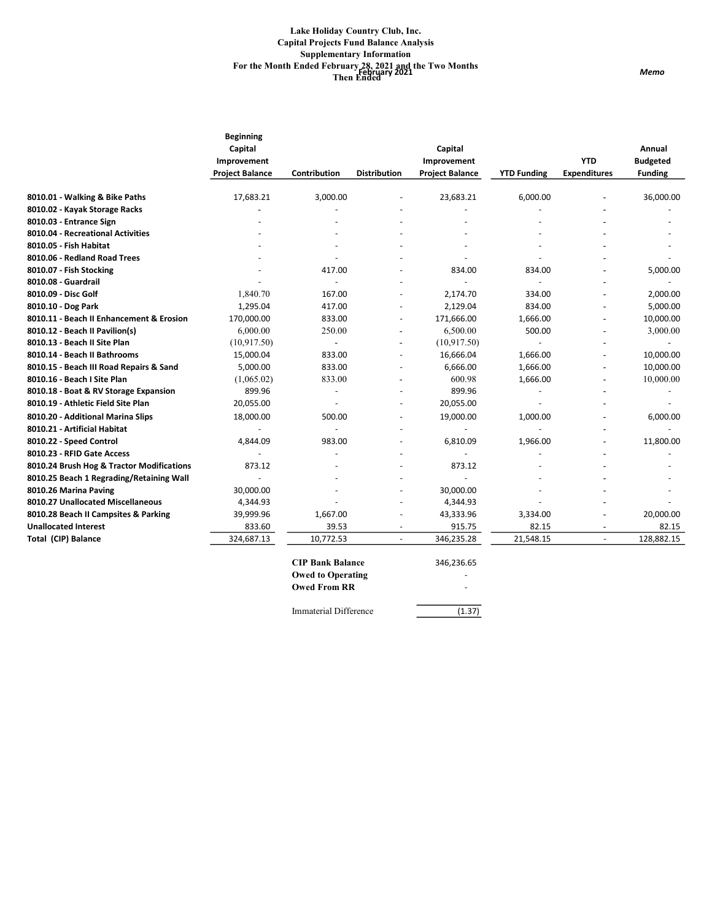**Lake Holiday Country Club, Inc.**
**Capital Projects Fund Balance Analysis**
**Supplementary Information**
**For the Month Ended February 28, 2021 and the Two Months Then Ended**

**February 2021**

***Memo***

| | Beginning Capital Improvement Project Balance | Contribution | Distribution | Capital Improvement Project Balance | YTD Funding | YTD Expenditures | Annual Budgeted Funding |
|---|---|---|---|---|---|---|---|
| **8010.01 - Walking & Bike Paths** | 17,683.21 | 3,000.00 | - | 23,683.21 | 6,000.00 | - | 36,000.00 |
| **8010.02 - Kayak Storage Racks** | - | - | - | - | - | - | - |
| **8010.03 - Entrance Sign** | - | - | - | - | - | - | - |
| **8010.04 - Recreational Activities** | - | - | - | - | - | - | - |
| **8010.05 - Fish Habitat** | - | - | - | - | - | - | - |
| **8010.06 - Redland Road Trees** | - | - | - | - | - | - | - |
| **8010.07 - Fish Stocking** | - | 417.00 | - | 834.00 | 834.00 | - | 5,000.00 |
| **8010.08 - Guardrail** | - | - | - | - | - | - | - |
| **8010.09 - Disc Golf** | 1,840.70 | 167.00 | - | 2,174.70 | 334.00 | - | 2,000.00 |
| **8010.10 - Dog Park** | 1,295.04 | 417.00 | - | 2,129.04 | 834.00 | - | 5,000.00 |
| **8010.11 - Beach II Enhancement & Erosion** | 170,000.00 | 833.00 | - | 171,666.00 | 1,666.00 | - | 10,000.00 |
| **8010.12 - Beach II Pavilion(s)** | 6,000.00 | 250.00 | - | 6,500.00 | 500.00 | - | 3,000.00 |
| **8010.13 - Beach II Site Plan** | (10,917.50) | - | - | (10,917.50) | - | - | - |
| **8010.14 - Beach II Bathrooms** | 15,000.04 | 833.00 | - | 16,666.04 | 1,666.00 | - | 10,000.00 |
| **8010.15 - Beach III Road Repairs & Sand** | 5,000.00 | 833.00 | - | 6,666.00 | 1,666.00 | - | 10,000.00 |
| **8010.16 - Beach I Site Plan** | (1,065.02) | 833.00 | - | 600.98 | 1,666.00 | - | 10,000.00 |
| **8010.18 - Boat & RV Storage Expansion** | 899.96 | - | - | 899.96 | - | - | - |
| **8010.19 - Athletic Field Site Plan** | 20,055.00 | - | - | 20,055.00 | - | - | - |
| **8010.20 - Additional Marina Slips** | 18,000.00 | 500.00 | - | 19,000.00 | 1,000.00 | - | 6,000.00 |
| **8010.21 - Artificial Habitat** | - | - | - | - | - | - | - |
| **8010.22 - Speed Control** | 4,844.09 | 983.00 | - | 6,810.09 | 1,966.00 | - | 11,800.00 |
| **8010.23 - RFID Gate Access** | - | - | - | - | - | - | - |
| **8010.24 Brush Hog & Tractor Modifications** | 873.12 | - | - | 873.12 | - | - | - |
| **8010.25 Beach 1 Regrading/Retaining Wall** | - | - | - | - | - | - | - |
| **8010.26 Marina Paving** | 30,000.00 | - | - | 30,000.00 | - | - | - |
| **8010.27 Unallocated Miscellaneous** | 4,344.93 | - | - | 4,344.93 | - | - | - |
| **8010.28 Beach II Campsites & Parking** | 39,999.96 | 1,667.00 | - | 43,333.96 | 3,334.00 | - | 20,000.00 |
| **Unallocated Interest** | 833.60 | 39.53 | - | 915.75 | 82.15 | - | 82.15 |
| **Total (CIP) Balance** | 324,687.13 | 10,772.53 | - | 346,235.28 | 21,548.15 | - | 128,882.15 |

| | |
|---|---|
| **CIP Bank Balance** | 346,236.65 |
| **Owed to Operating** | - |
| **Owed From RR** | - |
| Immaterial Difference | (1.37) |